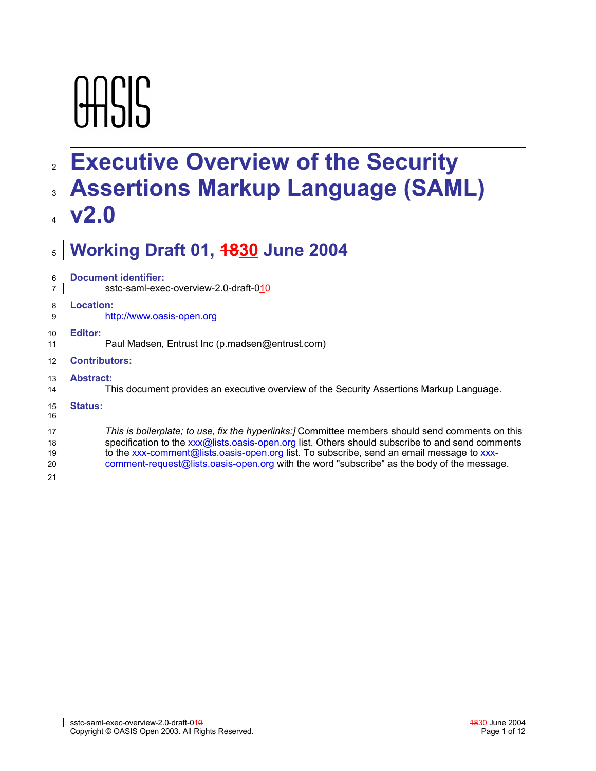OASIS

# Executive Overview of the Security Assertions Markup Language (SAML) v2.0

## Working Draft 01, ~~18~~30 June 2004

**Document identifier:**

sstc-saml-exec-overview-2.0-draft-01~~0~~

**Location:**

http://www.oasis-open.org

**Editor:**

Paul Madsen, Entrust Inc (p.madsen@entrust.com)

**Contributors:**

**Abstract:**

This document provides an executive overview of the Security Assertions Markup Language.

**Status:**

*This is boilerplate; to use, fix the hyperlinks:]* Committee members should send comments on this specification to the xxx@lists.oasis-open.org list. Others should subscribe to and send comments to the xxx-comment@lists.oasis-open.org list. To subscribe, send an email message to xxx-comment-request@lists.oasis-open.org with the word "subscribe" as the body of the message.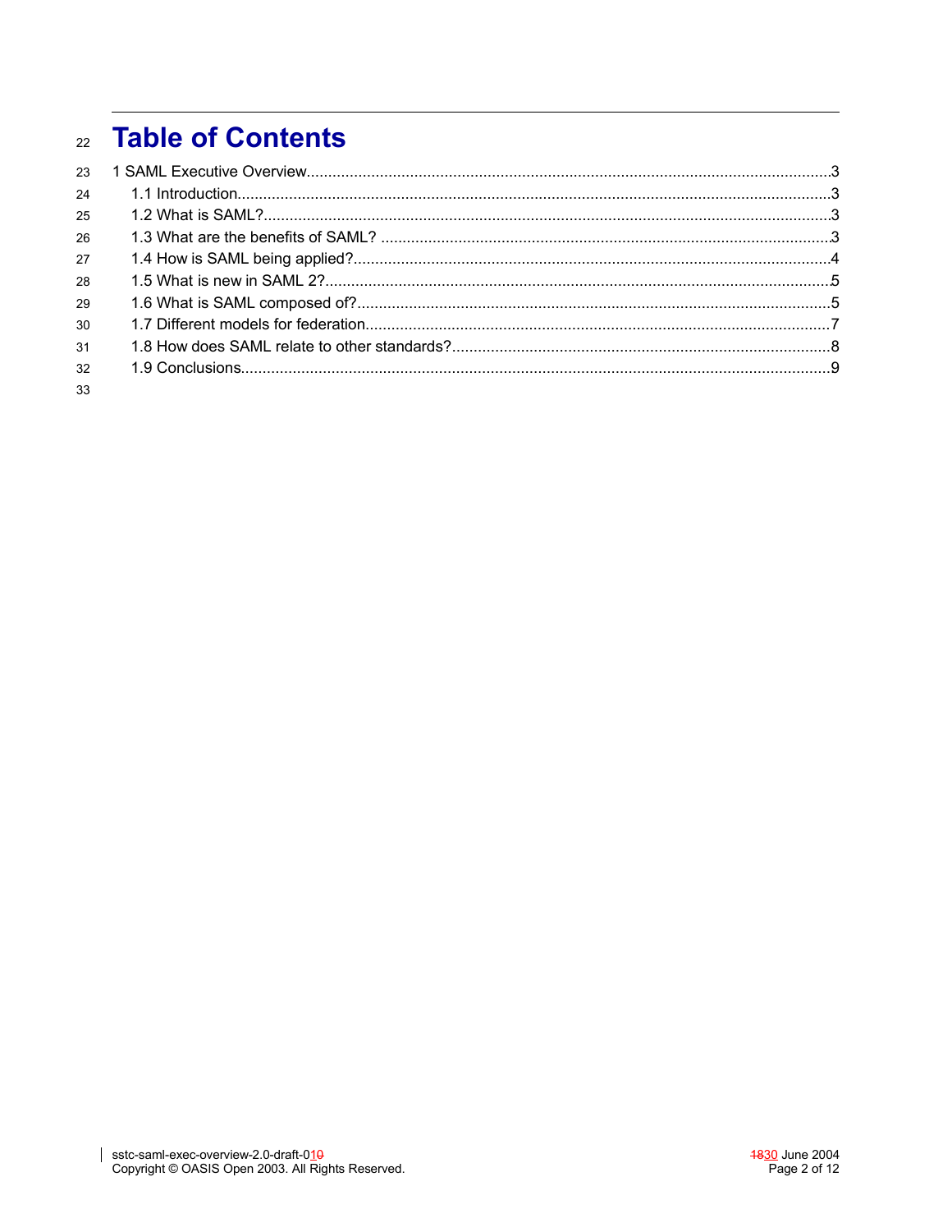# Table of Contents

1 SAML Executive Overview........................................................................................................3

- 1.1 Introduction........................................................................................................3
- 1.2 What is SAML?...................................................................................................3
- 1.3 What are the benefits of SAML? ........................................................................3
- 1.4 How is SAML being applied?..............................................................................4
- 1.5 What is new in SAML 2?.....................................................................................5
- 1.6 What is SAML composed of?..............................................................................5
- 1.7 Different models for federation..........................................................................7
- 1.8 How does SAML relate to other standards?........................................................8
- 1.9 Conclusions........................................................................................................9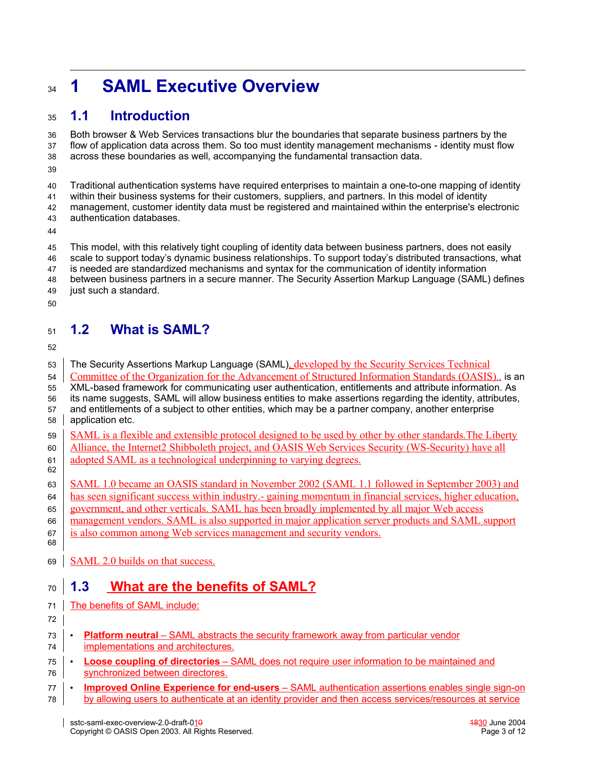# 1 SAML Executive Overview

## 1.1 Introduction

Both browser & Web Services transactions blur the boundaries that separate business partners by the flow of application data across them. So too must identity management mechanisms - identity must flow across these boundaries as well, accompanying the fundamental transaction data.

Traditional authentication systems have required enterprises to maintain a one-to-one mapping of identity within their business systems for their customers, suppliers, and partners. In this model of identity management, customer identity data must be registered and maintained within the enterprise's electronic authentication databases.

This model, with this relatively tight coupling of identity data between business partners, does not easily scale to support today's dynamic business relationships. To support today's distributed transactions, what is needed are standardized mechanisms and syntax for the communication of identity information between business partners in a secure manner. The Security Assertion Markup Language (SAML) defines just such a standard.

## 1.2 What is SAML?

The Security Assertions Markup Language (SAML), developed by the Security Services Technical Committee of the Organization for the Advancement of Structured Information Standards (OASIS),. is an XML-based framework for communicating user authentication, entitlements and attribute information. As its name suggests, SAML will allow business entities to make assertions regarding the identity, attributes, and entitlements of a subject to other entities, which may be a partner company, another enterprise application etc.

SAML is a flexible and extensible protocol designed to be used by other by other standards.The Liberty Alliance, the Internet2 Shibboleth project, and OASIS Web Services Security (WS-Security) have all adopted SAML as a technological underpinning to varying degrees.

SAML 1.0 became an OASIS standard in November 2002 (SAML 1.1 followed in September 2003) and has seen significant success within industry.- gaining momentum in financial services, higher education, government, and other verticals. SAML has been broadly implemented by all major Web access management vendors. SAML is also supported in major application server products and SAML support is also common among Web services management and security vendors.

SAML 2.0 builds on that success.

## 1.3 What are the benefits of SAML?

The benefits of SAML include:

- **Platform neutral** – SAML abstracts the security framework away from particular vendor implementations and architectures.
- **Loose coupling of directories** – SAML does not require user information to be maintained and synchronized between directores.
- **Improved Online Experience for end-users** – SAML authentication assertions enables single sign-on by allowing users to authenticate at an identity provider and then access services/resources at service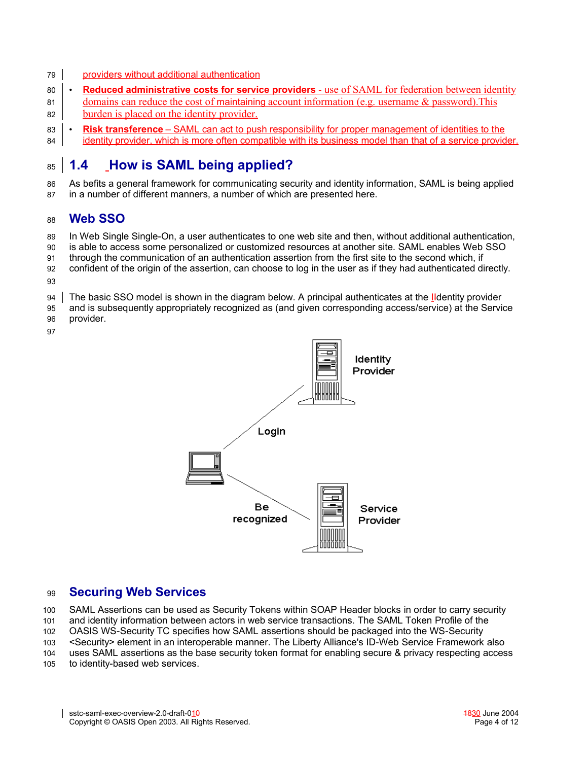providers without additional authentication

- **Reduced administrative costs for service providers** - use of SAML for federation between identity domains can reduce the cost of maintaining account information (e.g. username & password).This burden is placed on the identity provider.
- **Risk transference** – SAML can act to push responsibility for proper management of identities to the identity provider, which is more often compatible with its business model than that of a service provider.

## 1.4 How is SAML being applied?

As befits a general framework for communicating security and identity information, SAML is being applied in a number of different manners, a number of which are presented here.

### Web SSO

In Web Single Single-On, a user authenticates to one web site and then, without additional authentication, is able to access some personalized or customized resources at another site. SAML enables Web SSO through the communication of an authentication assertion from the first site to the second which, if confident of the origin of the assertion, can choose to log in the user as if they had authenticated directly.

The basic SSO model is shown in the diagram below. A principal authenticates at the identity provider and is subsequently appropriately recognized as (and given corresponding access/service) at the Service provider.

### Securing Web Services

SAML Assertions can be used as Security Tokens within SOAP Header blocks in order to carry security and identity information between actors in web service transactions. The SAML Token Profile of the OASIS WS-Security TC specifies how SAML assertions should be packaged into the WS-Security <Security> element in an interoperable manner. The Liberty Alliance's ID-Web Service Framework also uses SAML assertions as the base security token format for enabling secure & privacy respecting access to identity-based web services.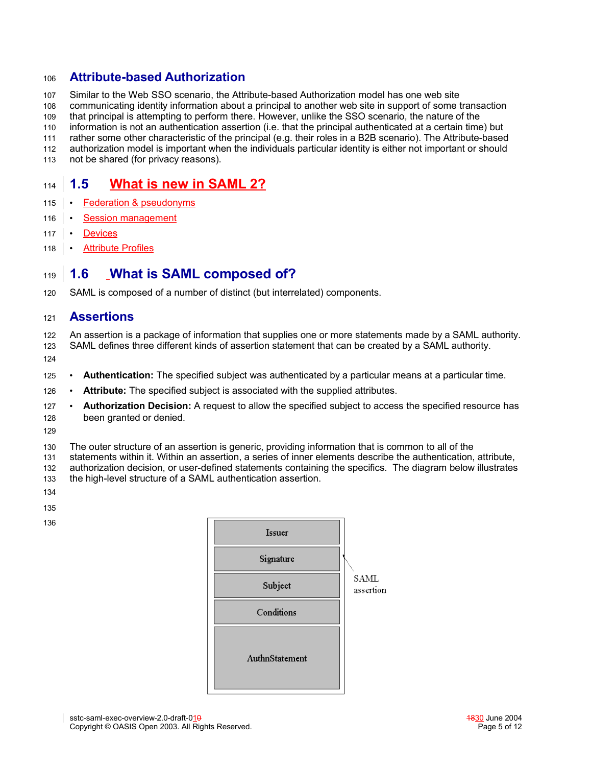### Attribute-based Authorization

Similar to the Web SSO scenario, the Attribute-based Authorization model has one web site communicating identity information about a principal to another web site in support of some transaction that principal is attempting to perform there. However, unlike the SSO scenario, the nature of the information is not an authentication assertion (i.e. that the principal authenticated at a certain time) but rather some other characteristic of the principal (e.g. their roles in a B2B scenario). The Attribute-based authorization model is important when the individuals particular identity is either not important or should not be shared (for privacy reasons).

## 1.5 What is new in SAML 2?

- Federation & pseudonyms
- Session management
- Devices
- Attribute Profiles

## 1.6 What is SAML composed of?

SAML is composed of a number of distinct (but interrelated) components.

### Assertions

An assertion is a package of information that supplies one or more statements made by a SAML authority. SAML defines three different kinds of assertion statement that can be created by a SAML authority.

- **Authentication:** The specified subject was authenticated by a particular means at a particular time.
- **Attribute:** The specified subject is associated with the supplied attributes.
- **Authorization Decision:** A request to allow the specified subject to access the specified resource has been granted or denied.

The outer structure of an assertion is generic, providing information that is common to all of the statements within it. Within an assertion, a series of inner elements describe the authentication, attribute, authorization decision, or user-defined statements containing the specifics. The diagram below illustrates the high-level structure of a SAML authentication assertion.

| SAML assertion |
| --- |
| Issuer |
| Signature |
| Subject |
| Conditions |
| AuthnStatement |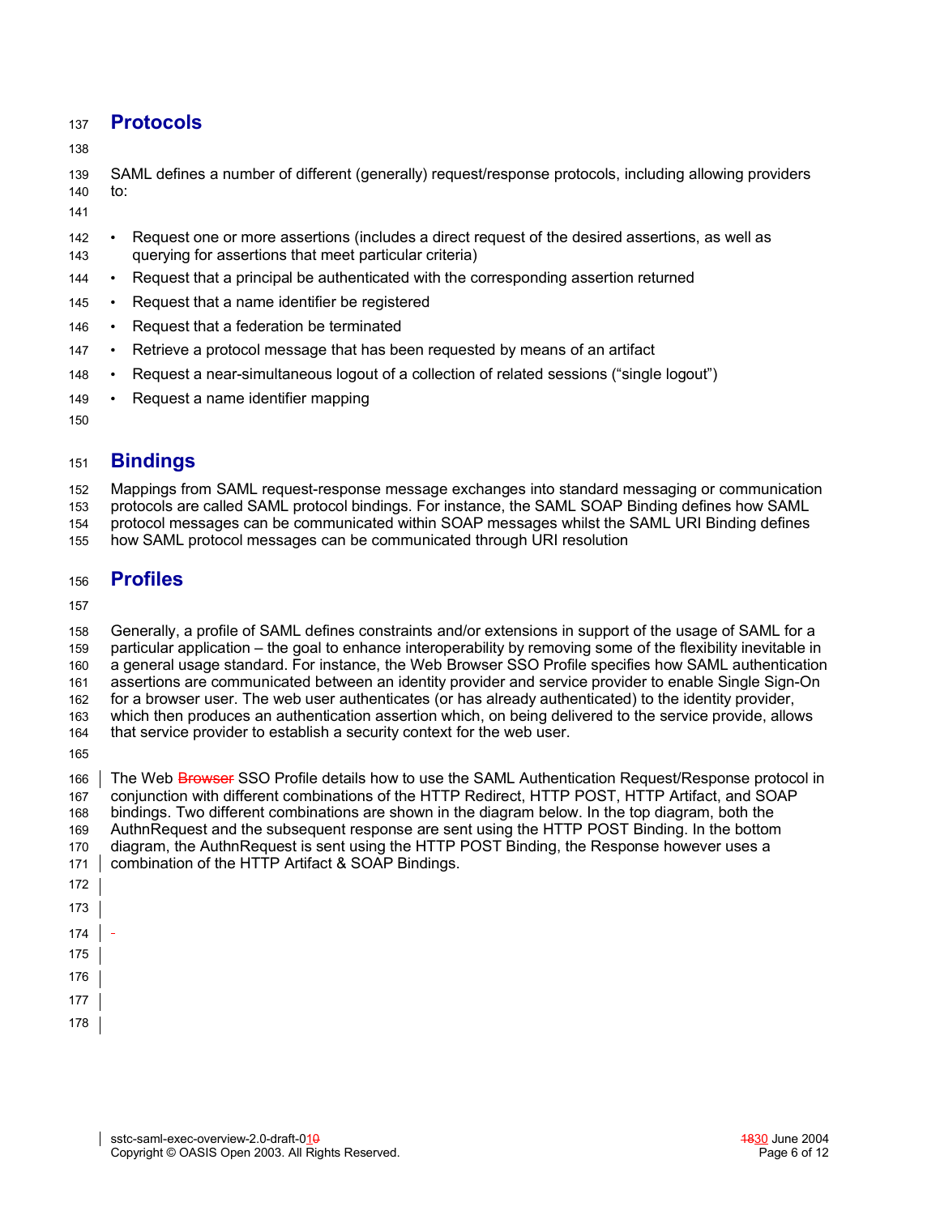## Protocols

SAML defines a number of different (generally) request/response protocols, including allowing providers to:

- Request one or more assertions (includes a direct request of the desired assertions, as well as querying for assertions that meet particular criteria)
- Request that a principal be authenticated with the corresponding assertion returned
- Request that a name identifier be registered
- Request that a federation be terminated
- Retrieve a protocol message that has been requested by means of an artifact
- Request a near-simultaneous logout of a collection of related sessions ("single logout")
- Request a name identifier mapping

## Bindings

Mappings from SAML request-response message exchanges into standard messaging or communication protocols are called SAML protocol bindings. For instance, the SAML SOAP Binding defines how SAML protocol messages can be communicated within SOAP messages whilst the SAML URI Binding defines how SAML protocol messages can be communicated through URI resolution

## Profiles

Generally, a profile of SAML defines constraints and/or extensions in support of the usage of SAML for a particular application – the goal to enhance interoperability by removing some of the flexibility inevitable in a general usage standard. For instance, the Web Browser SSO Profile specifies how SAML authentication assertions are communicated between an identity provider and service provider to enable Single Sign-On for a browser user. The web user authenticates (or has already authenticated) to the identity provider, which then produces an authentication assertion which, on being delivered to the service provide, allows that service provider to establish a security context for the web user.

The Web ~~Browser~~ SSO Profile details how to use the SAML Authentication Request/Response protocol in conjunction with different combinations of the HTTP Redirect, HTTP POST, HTTP Artifact, and SOAP bindings. Two different combinations are shown in the diagram below. In the top diagram, both the AuthnRequest and the subsequent response are sent using the HTTP POST Binding. In the bottom diagram, the AuthnRequest is sent using the HTTP POST Binding, the Response however uses a combination of the HTTP Artifact & SOAP Bindings.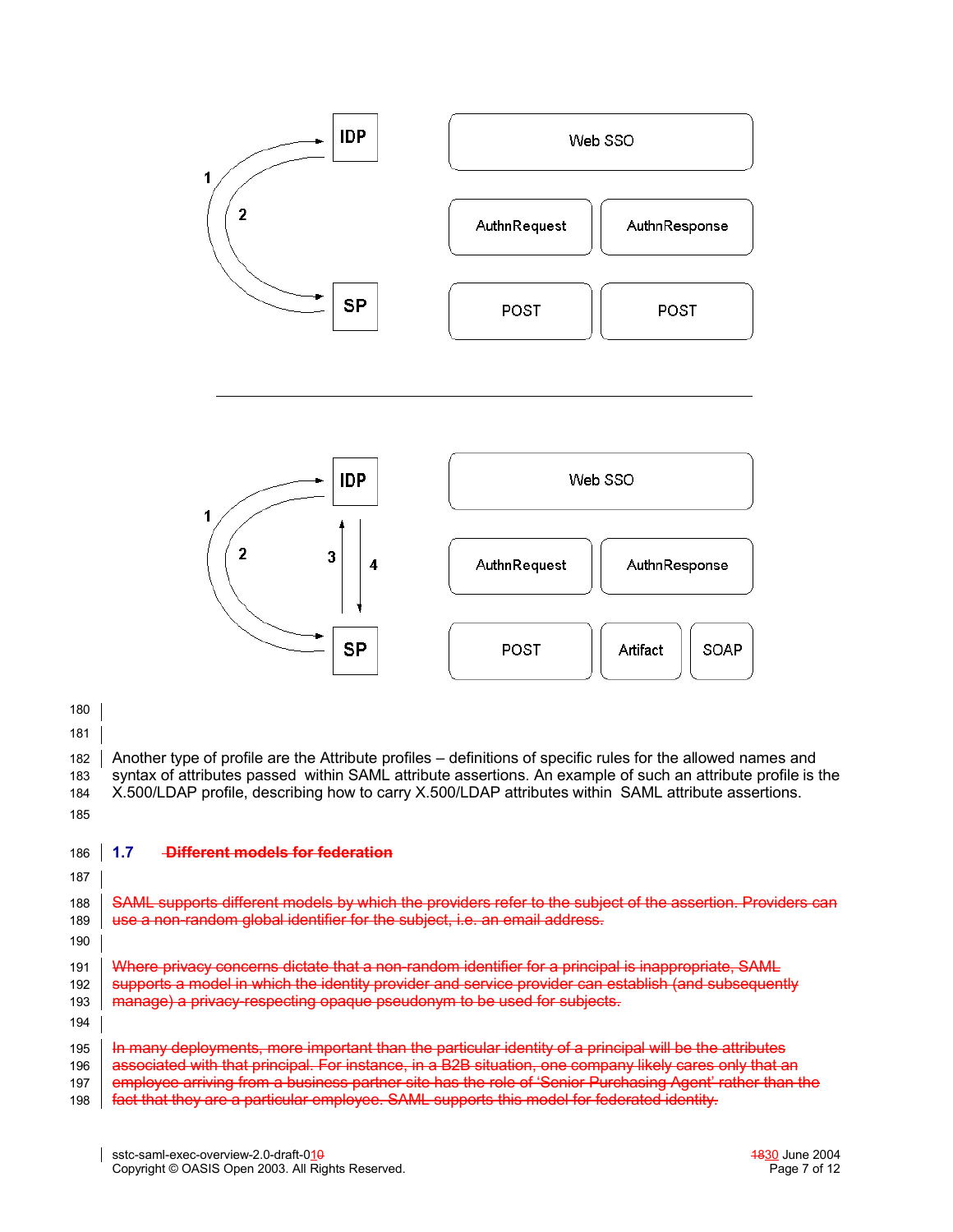IDP

SP

1

2

| Web SSO | |
|---|---|
| AuthnRequest | AuthnResponse |
| POST | POST |

---

IDP

SP

1

2

3

4

| Web SSO | | |
|---|---|---|
| AuthnRequest | AuthnResponse | |
| POST | Artifact | SOAP |

Another type of profile are the Attribute profiles – definitions of specific rules for the allowed names and syntax of attributes passed within SAML attribute assertions. An example of such an attribute profile is the X.500/LDAP profile, describing how to carry X.500/LDAP attributes within SAML attribute assertions.

## 1.7 ~~Different models for federation~~

~~SAML supports different models by which the providers refer to the subject of the assertion. Providers can use a non-random global identifier for the subject, i.e. an email address.~~

~~Where privacy concerns dictate that a non-random identifier for a principal is inappropriate, SAML supports a model in which the identity provider and service provider can establish (and subsequently manage) a privacy-respecting opaque pseudonym to be used for subjects.~~

~~In many deployments, more important than the particular identity of a principal will be the attributes associated with that principal. For instance, in a B2B situation, one company likely cares only that an employee arriving from a business partner site has the role of 'Senior Purchasing Agent' rather than the fact that they are a particular employee. SAML supports this model for federated identity.~~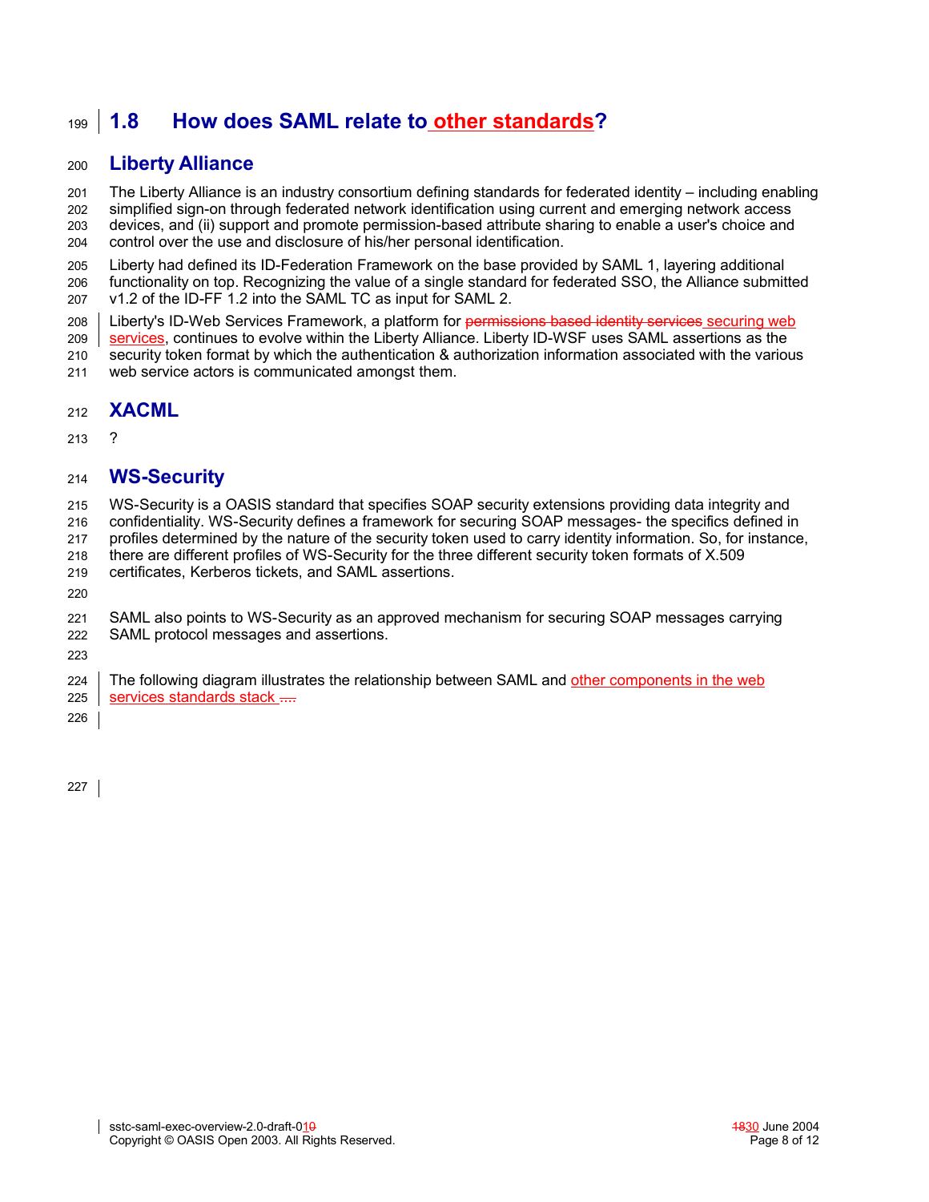## 1.8 How does SAML relate to other standards?

### Liberty Alliance

The Liberty Alliance is an industry consortium defining standards for federated identity – including enabling simplified sign-on through federated network identification using current and emerging network access devices, and (ii) support and promote permission-based attribute sharing to enable a user's choice and control over the use and disclosure of his/her personal identification.

Liberty had defined its ID-Federation Framework on the base provided by SAML 1, layering additional functionality on top. Recognizing the value of a single standard for federated SSO, the Alliance submitted v1.2 of the ID-FF 1.2 into the SAML TC as input for SAML 2.

Liberty's ID-Web Services Framework, a platform for ~~permissions based identity services~~ securing web services, continues to evolve within the Liberty Alliance. Liberty ID-WSF uses SAML assertions as the security token format by which the authentication & authorization information associated with the various web service actors is communicated amongst them.

### XACML

?

### WS-Security

WS-Security is a OASIS standard that specifies SOAP security extensions providing data integrity and confidentiality. WS-Security defines a framework for securing SOAP messages- the specifics defined in profiles determined by the nature of the security token used to carry identity information. So, for instance, there are different profiles of WS-Security for the three different security token formats of X.509 certificates, Kerberos tickets, and SAML assertions.

SAML also points to WS-Security as an approved mechanism for securing SOAP messages carrying SAML protocol messages and assertions.

The following diagram illustrates the relationship between SAML and other components in the web services standards stack ~~....~~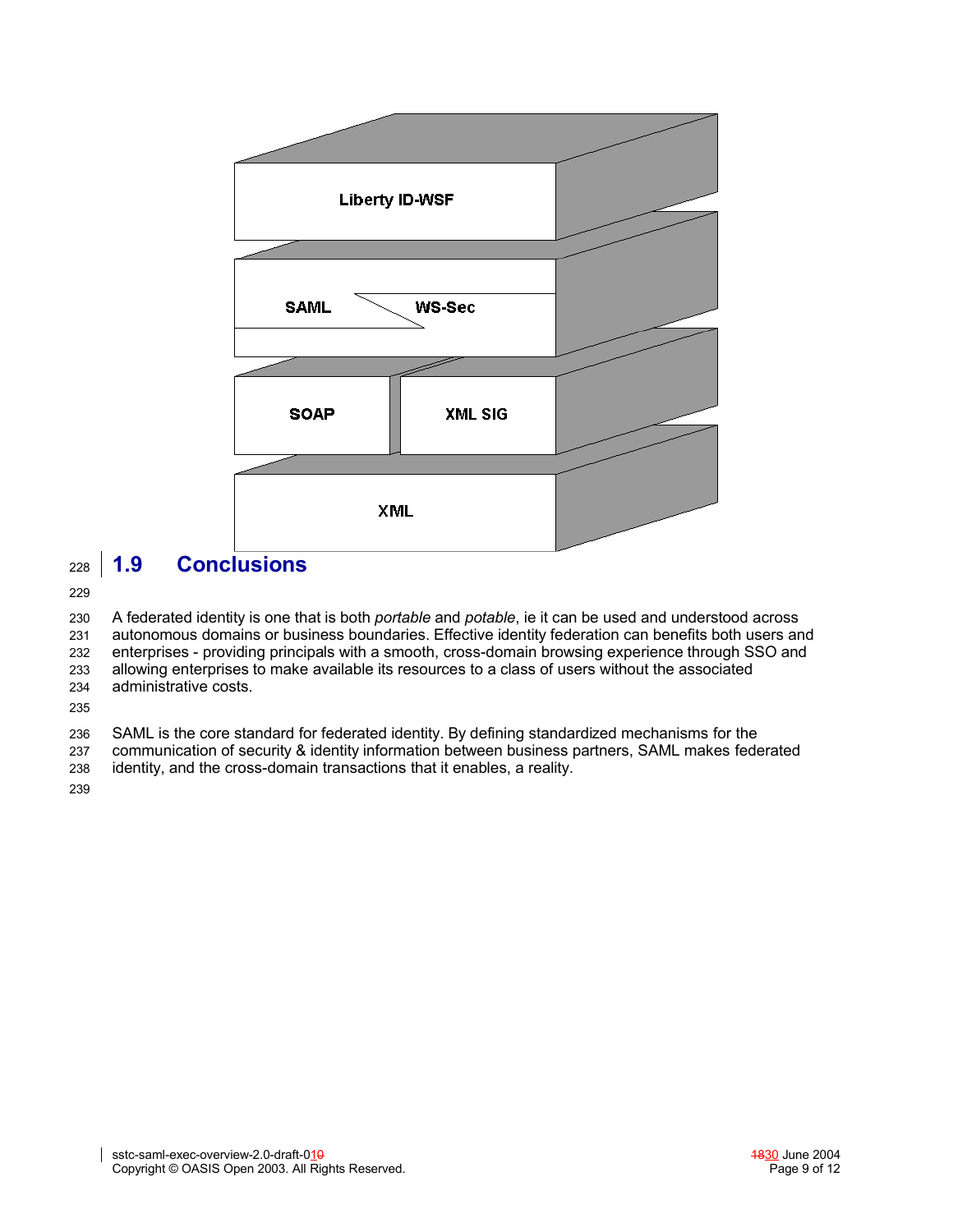Liberty ID-WSF

SAML WS-Sec

SOAP XML SIG

XML

## 1.9 Conclusions

A federated identity is one that is both *portable* and *potable*, ie it can be used and understood across autonomous domains or business boundaries. Effective identity federation can benefits both users and enterprises - providing principals with a smooth, cross-domain browsing experience through SSO and allowing enterprises to make available its resources to a class of users without the associated administrative costs.

SAML is the core standard for federated identity. By defining standardized mechanisms for the communication of security & identity information between business partners, SAML makes federated identity, and the cross-domain transactions that it enables, a reality.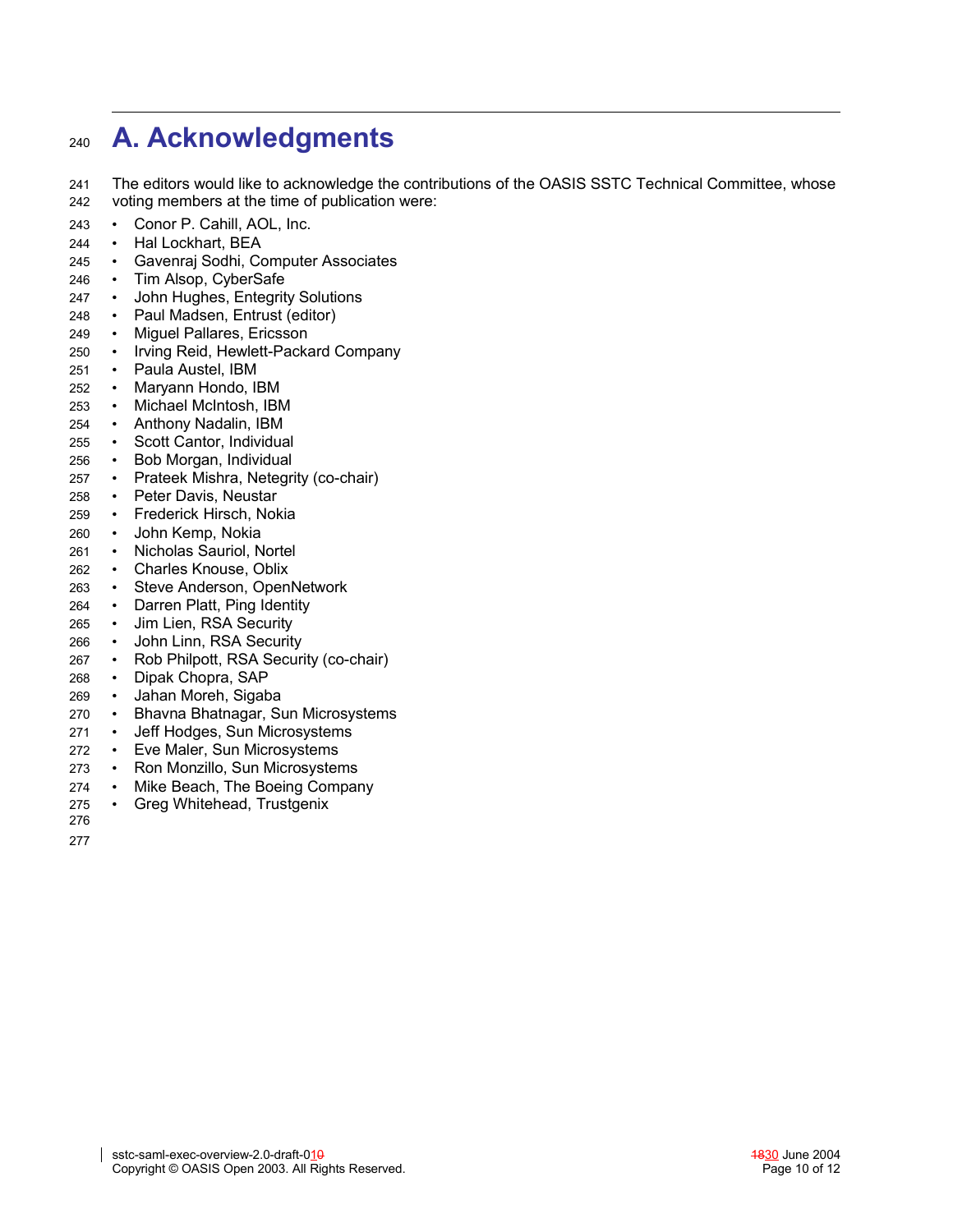# A. Acknowledgments

The editors would like to acknowledge the contributions of the OASIS SSTC Technical Committee, whose voting members at the time of publication were:

- Conor P. Cahill, AOL, Inc.
- Hal Lockhart, BEA
- Gavenraj Sodhi, Computer Associates
- Tim Alsop, CyberSafe
- John Hughes, Entegrity Solutions
- Paul Madsen, Entrust (editor)
- Miguel Pallares, Ericsson
- Irving Reid, Hewlett-Packard Company
- Paula Austel, IBM
- Maryann Hondo, IBM
- Michael McIntosh, IBM
- Anthony Nadalin, IBM
- Scott Cantor, Individual
- Bob Morgan, Individual
- Prateek Mishra, Netegrity (co-chair)
- Peter Davis, Neustar
- Frederick Hirsch, Nokia
- John Kemp, Nokia
- Nicholas Sauriol, Nortel
- Charles Knouse, Oblix
- Steve Anderson, OpenNetwork
- Darren Platt, Ping Identity
- Jim Lien, RSA Security
- John Linn, RSA Security
- Rob Philpott, RSA Security (co-chair)
- Dipak Chopra, SAP
- Jahan Moreh, Sigaba
- Bhavna Bhatnagar, Sun Microsystems
- Jeff Hodges, Sun Microsystems
- Eve Maler, Sun Microsystems
- Ron Monzillo, Sun Microsystems
- Mike Beach, The Boeing Company
- Greg Whitehead, Trustgenix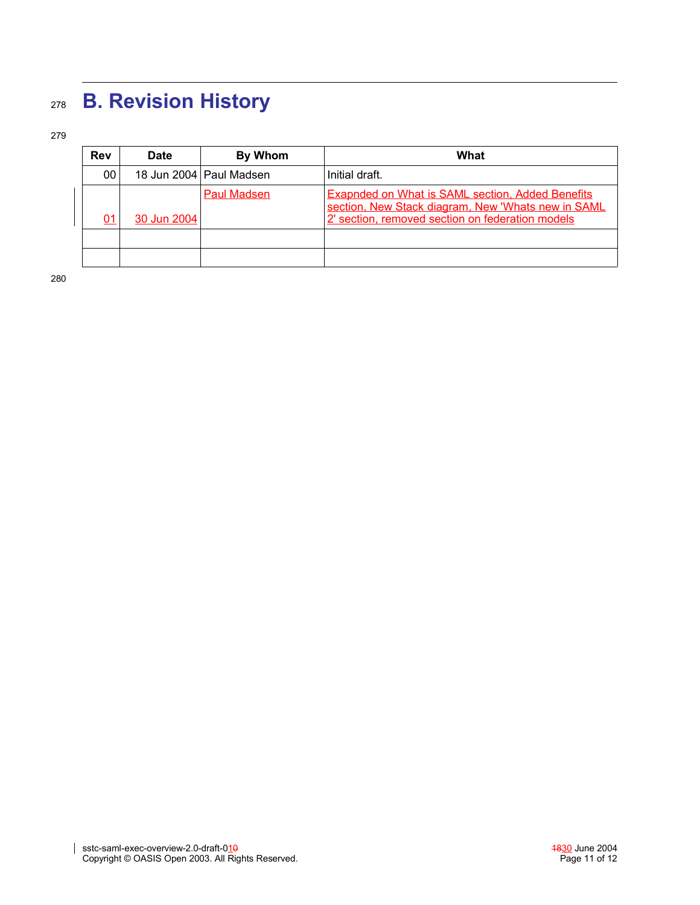# B. Revision History

| Rev | Date | By Whom | What |
|---|---|---|---|
| 00 | 18 Jun 2004 | Paul Madsen | Initial draft. |
| 01 | 30 Jun 2004 | Paul Madsen | Exapnded on What is SAML section, Added Benefits section, New Stack diagram, New 'Whats new in SAML 2' section, removed section on federation models |
| | | | |
| | | | |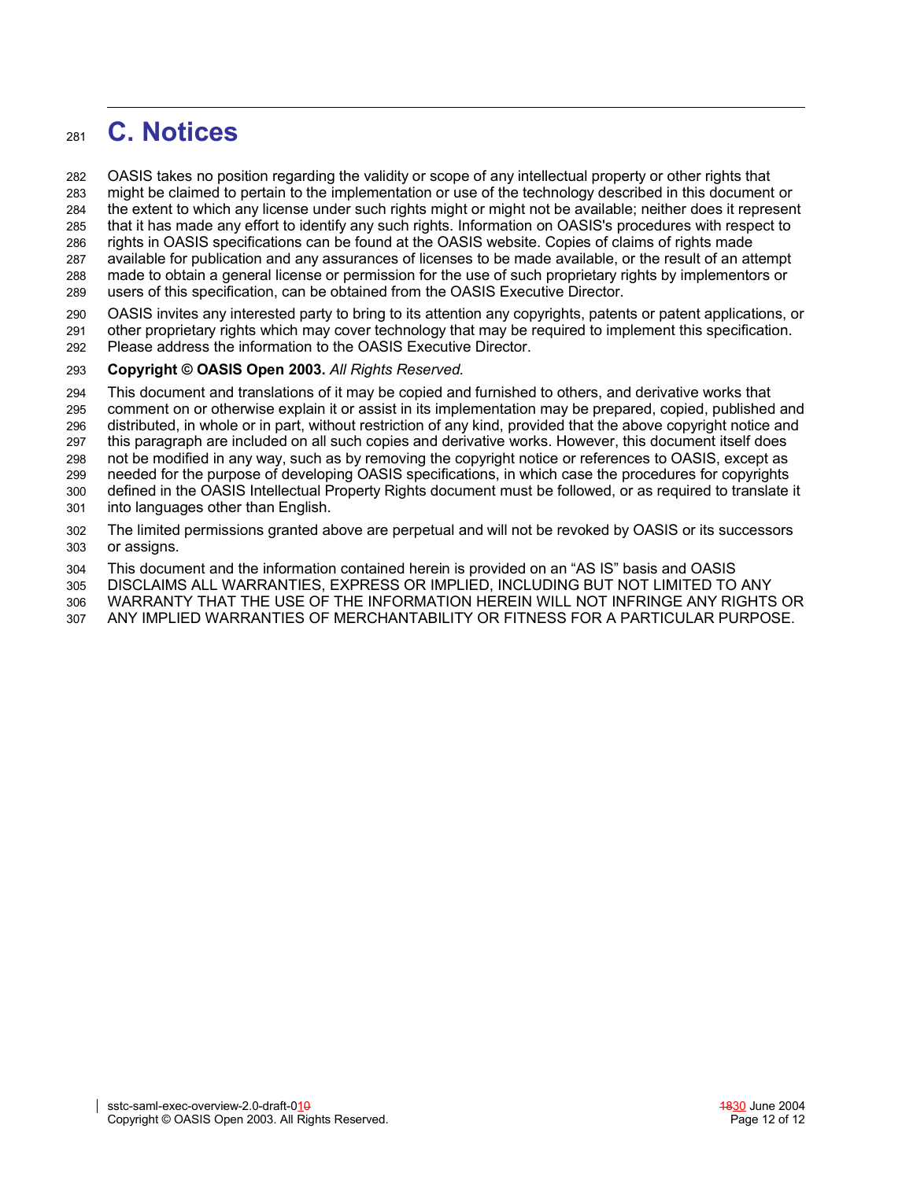# C. Notices

OASIS takes no position regarding the validity or scope of any intellectual property or other rights that might be claimed to pertain to the implementation or use of the technology described in this document or the extent to which any license under such rights might or might not be available; neither does it represent that it has made any effort to identify any such rights. Information on OASIS's procedures with respect to rights in OASIS specifications can be found at the OASIS website. Copies of claims of rights made available for publication and any assurances of licenses to be made available, or the result of an attempt made to obtain a general license or permission for the use of such proprietary rights by implementors or users of this specification, can be obtained from the OASIS Executive Director.

OASIS invites any interested party to bring to its attention any copyrights, patents or patent applications, or other proprietary rights which may cover technology that may be required to implement this specification. Please address the information to the OASIS Executive Director.

**Copyright © OASIS Open 2003.** *All Rights Reserved.*

This document and translations of it may be copied and furnished to others, and derivative works that comment on or otherwise explain it or assist in its implementation may be prepared, copied, published and distributed, in whole or in part, without restriction of any kind, provided that the above copyright notice and this paragraph are included on all such copies and derivative works. However, this document itself does not be modified in any way, such as by removing the copyright notice or references to OASIS, except as needed for the purpose of developing OASIS specifications, in which case the procedures for copyrights defined in the OASIS Intellectual Property Rights document must be followed, or as required to translate it into languages other than English.

The limited permissions granted above are perpetual and will not be revoked by OASIS or its successors or assigns.

This document and the information contained herein is provided on an "AS IS" basis and OASIS DISCLAIMS ALL WARRANTIES, EXPRESS OR IMPLIED, INCLUDING BUT NOT LIMITED TO ANY WARRANTY THAT THE USE OF THE INFORMATION HEREIN WILL NOT INFRINGE ANY RIGHTS OR ANY IMPLIED WARRANTIES OF MERCHANTABILITY OR FITNESS FOR A PARTICULAR PURPOSE.